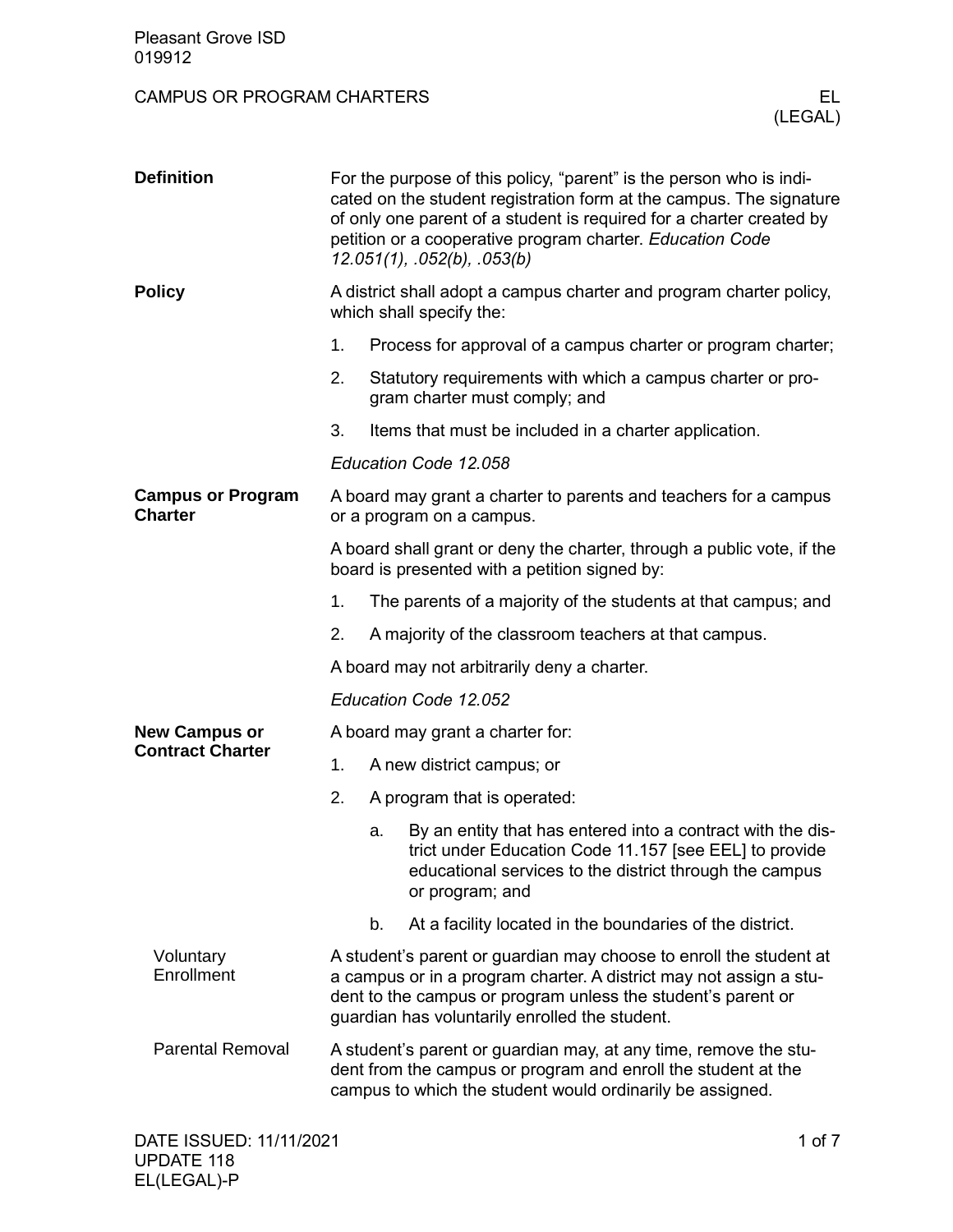# CAMPUS OR PROGRAM CHARTERS

## EL (LEGAL)

### Definition

For the purpose of this policy, "parent" is the person who is indicated on the student registration form at the campus. The signature of only one parent of a student is required for a charter created by petition or a cooperative program charter. *Education Code 12.051(1), .052(b), .053(b)*

### Policy

A district shall adopt a campus charter and program charter policy, which shall specify the:

1. Process for approval of a campus charter or program charter;
2. Statutory requirements with which a campus charter or program charter must comply; and
3. Items that must be included in a charter application.

*Education Code 12.058*

### Campus or Program Charter

A board may grant a charter to parents and teachers for a campus or a program on a campus.

A board shall grant or deny the charter, through a public vote, if the board is presented with a petition signed by:

1. The parents of a majority of the students at that campus; and
2. A majority of the classroom teachers at that campus.

A board may not arbitrarily deny a charter.

*Education Code 12.052*

### New Campus or Contract Charter

A board may grant a charter for:

1. A new district campus; or
2. A program that is operated:
   a. By an entity that has entered into a contract with the district under Education Code 11.157 [see EEL] to provide educational services to the district through the campus or program; and
   b. At a facility located in the boundaries of the district.

#### Voluntary Enrollment

A student's parent or guardian may choose to enroll the student at a campus or in a program charter. A district may not assign a student to the campus or program unless the student's parent or guardian has voluntarily enrolled the student.

#### Parental Removal

A student's parent or guardian may, at any time, remove the student from the campus or program and enroll the student at the campus to which the student would ordinarily be assigned.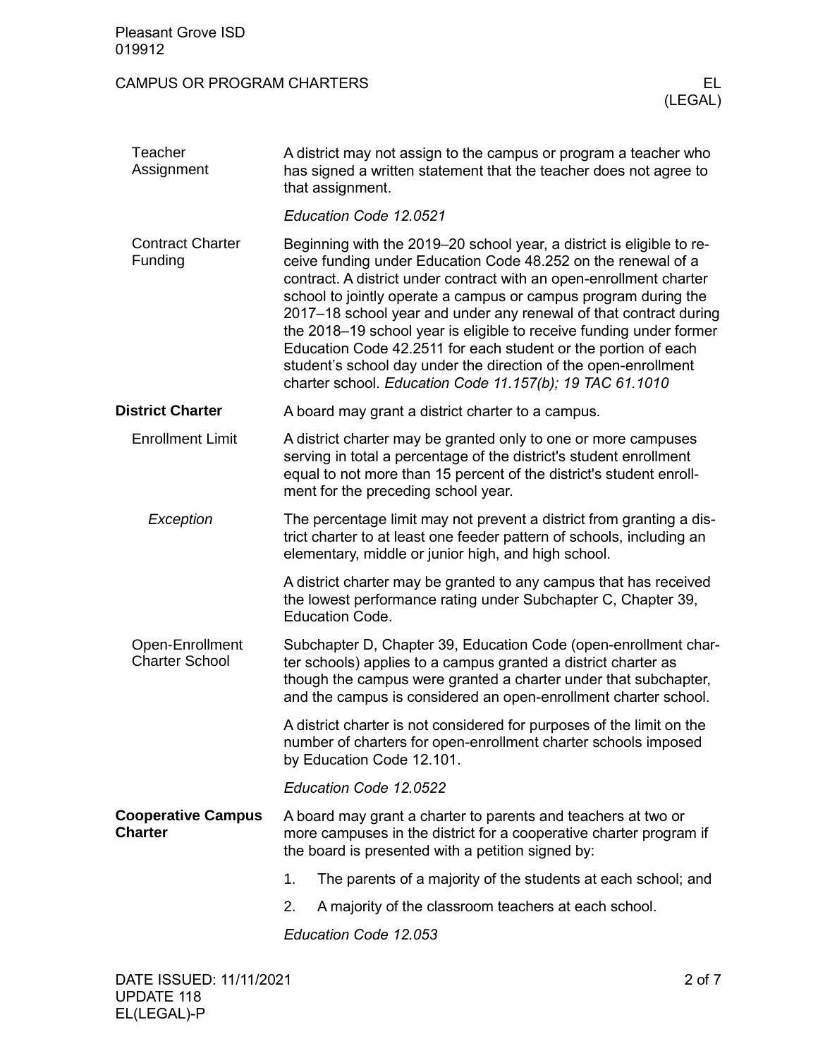### Teacher Assignment

A district may not assign to the campus or program a teacher who has signed a written statement that the teacher does not agree to that assignment.

*Education Code 12.0521*

### Contract Charter Funding

Beginning with the 2019–20 school year, a district is eligible to receive funding under Education Code 48.252 on the renewal of a contract. A district under contract with an open-enrollment charter school to jointly operate a campus or campus program during the 2017–18 school year and under any renewal of that contract during the 2018–19 school year is eligible to receive funding under former Education Code 42.2511 for each student or the portion of each student's school day under the direction of the open-enrollment charter school. *Education Code 11.157(b); 19 TAC 61.1010*

## District Charter

A board may grant a district charter to a campus.

### Enrollment Limit

A district charter may be granted only to one or more campuses serving in total a percentage of the district's student enrollment equal to not more than 15 percent of the district's student enrollment for the preceding school year.

#### *Exception*

The percentage limit may not prevent a district from granting a district charter to at least one feeder pattern of schools, including an elementary, middle or junior high, and high school.

A district charter may be granted to any campus that has received the lowest performance rating under Subchapter C, Chapter 39, Education Code.

### Open-Enrollment Charter School

Subchapter D, Chapter 39, Education Code (open-enrollment charter schools) applies to a campus granted a district charter as though the campus were granted a charter under that subchapter, and the campus is considered an open-enrollment charter school.

A district charter is not considered for purposes of the limit on the number of charters for open-enrollment charter schools imposed by Education Code 12.101.

*Education Code 12.0522*

## Cooperative Campus Charter

A board may grant a charter to parents and teachers at two or more campuses in the district for a cooperative charter program if the board is presented with a petition signed by:

1. The parents of a majority of the students at each school; and
2. A majority of the classroom teachers at each school.

*Education Code 12.053*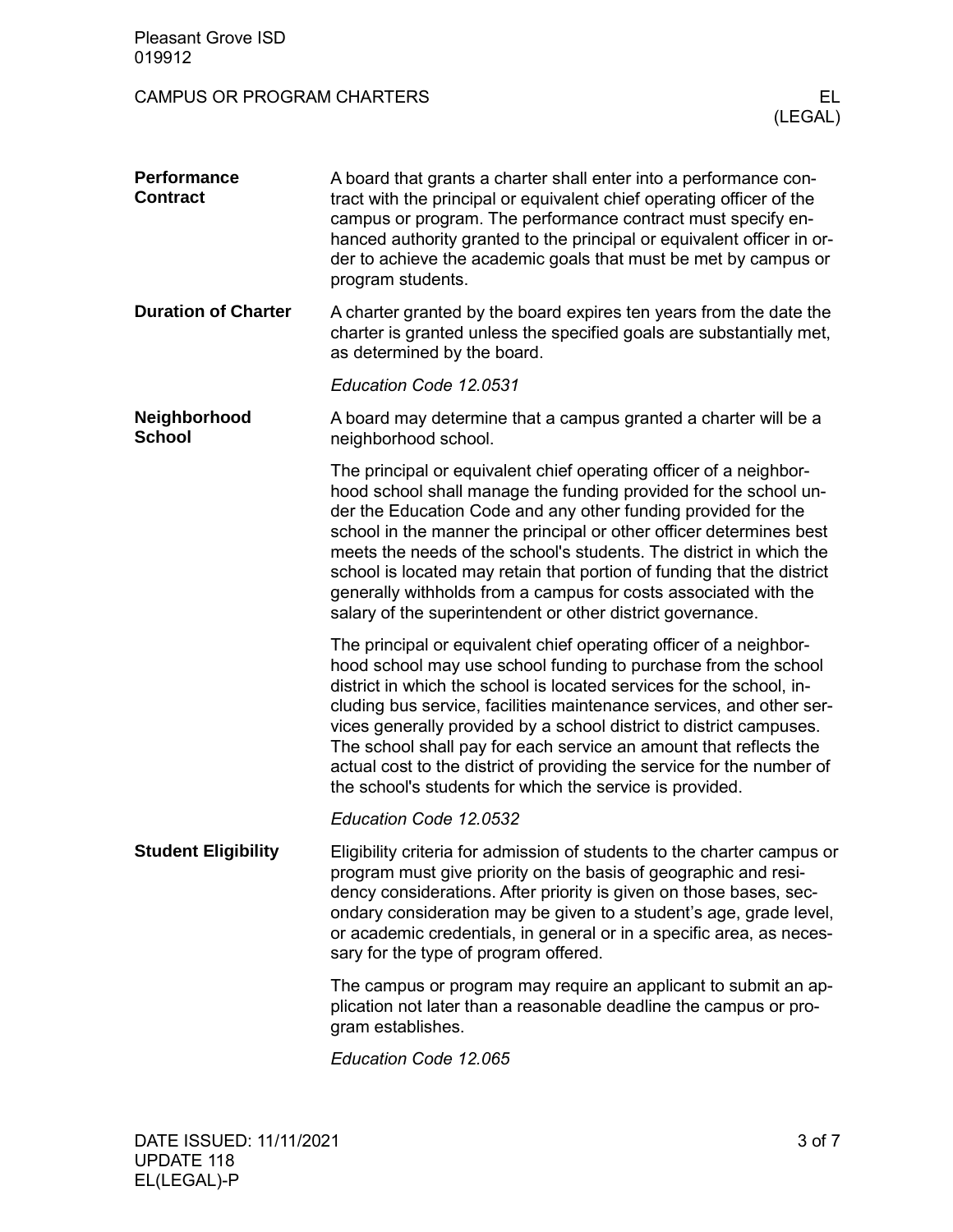## Performance Contract

A board that grants a charter shall enter into a performance contract with the principal or equivalent chief operating officer of the campus or program. The performance contract must specify enhanced authority granted to the principal or equivalent officer in order to achieve the academic goals that must be met by campus or program students.

## Duration of Charter

A charter granted by the board expires ten years from the date the charter is granted unless the specified goals are substantially met, as determined by the board.

*Education Code 12.0531*

## Neighborhood School

A board may determine that a campus granted a charter will be a neighborhood school.

The principal or equivalent chief operating officer of a neighborhood school shall manage the funding provided for the school under the Education Code and any other funding provided for the school in the manner the principal or other officer determines best meets the needs of the school's students. The district in which the school is located may retain that portion of funding that the district generally withholds from a campus for costs associated with the salary of the superintendent or other district governance.

The principal or equivalent chief operating officer of a neighborhood school may use school funding to purchase from the school district in which the school is located services for the school, including bus service, facilities maintenance services, and other services generally provided by a school district to district campuses. The school shall pay for each service an amount that reflects the actual cost to the district of providing the service for the number of the school's students for which the service is provided.

*Education Code 12.0532*

## Student Eligibility

Eligibility criteria for admission of students to the charter campus or program must give priority on the basis of geographic and residency considerations. After priority is given on those bases, secondary consideration may be given to a student's age, grade level, or academic credentials, in general or in a specific area, as necessary for the type of program offered.

The campus or program may require an applicant to submit an application not later than a reasonable deadline the campus or program establishes.

*Education Code 12.065*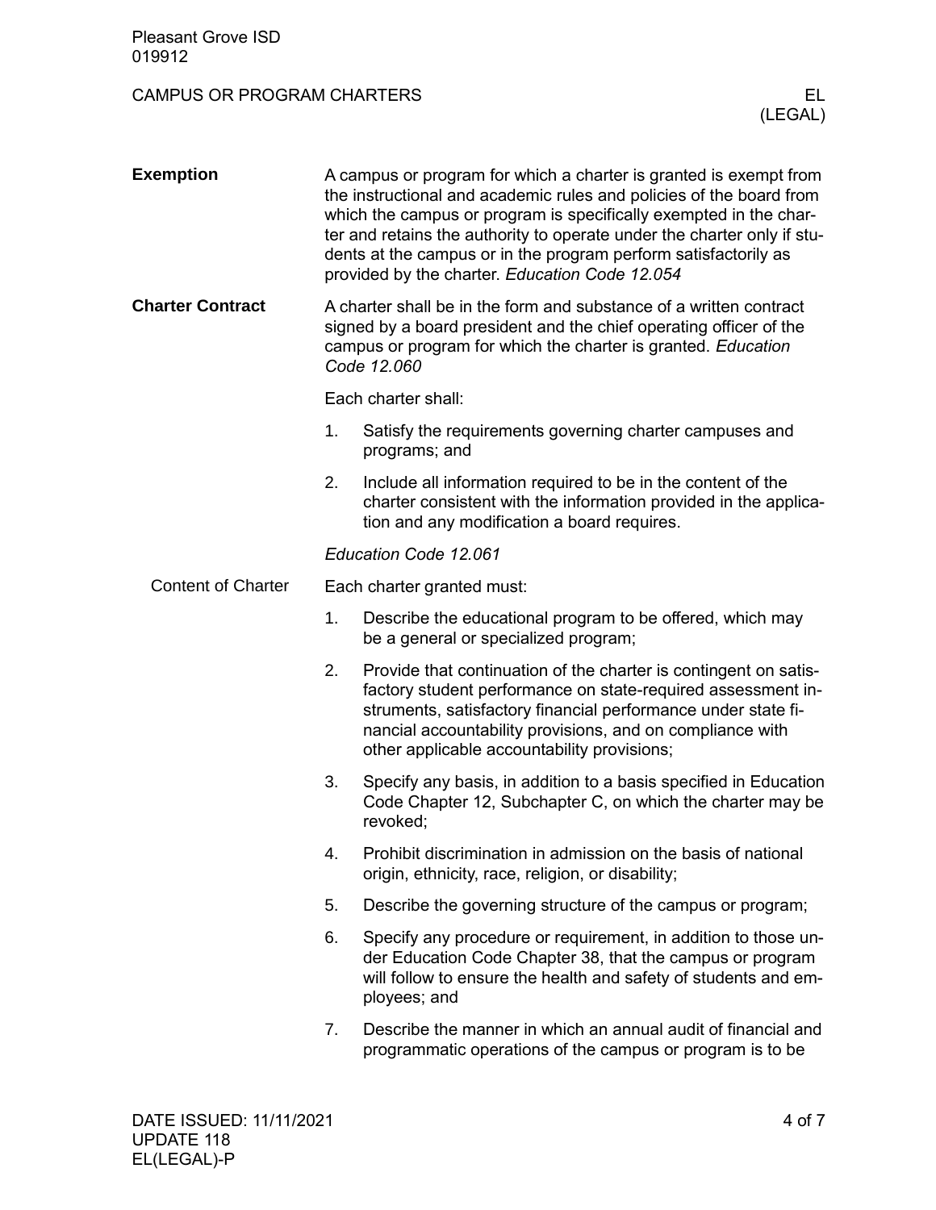## Exemption

A campus or program for which a charter is granted is exempt from the instructional and academic rules and policies of the board from which the campus or program is specifically exempted in the charter and retains the authority to operate under the charter only if students at the campus or in the program perform satisfactorily as provided by the charter. *Education Code 12.054*

## Charter Contract

A charter shall be in the form and substance of a written contract signed by a board president and the chief operating officer of the campus or program for which the charter is granted. *Education Code 12.060*

Each charter shall:

1. Satisfy the requirements governing charter campuses and programs; and
2. Include all information required to be in the content of the charter consistent with the information provided in the application and any modification a board requires.

*Education Code 12.061*

### Content of Charter

Each charter granted must:

1. Describe the educational program to be offered, which may be a general or specialized program;
2. Provide that continuation of the charter is contingent on satisfactory student performance on state-required assessment instruments, satisfactory financial performance under state financial accountability provisions, and on compliance with other applicable accountability provisions;
3. Specify any basis, in addition to a basis specified in Education Code Chapter 12, Subchapter C, on which the charter may be revoked;
4. Prohibit discrimination in admission on the basis of national origin, ethnicity, race, religion, or disability;
5. Describe the governing structure of the campus or program;
6. Specify any procedure or requirement, in addition to those under Education Code Chapter 38, that the campus or program will follow to ensure the health and safety of students and employees; and
7. Describe the manner in which an annual audit of financial and programmatic operations of the campus or program is to be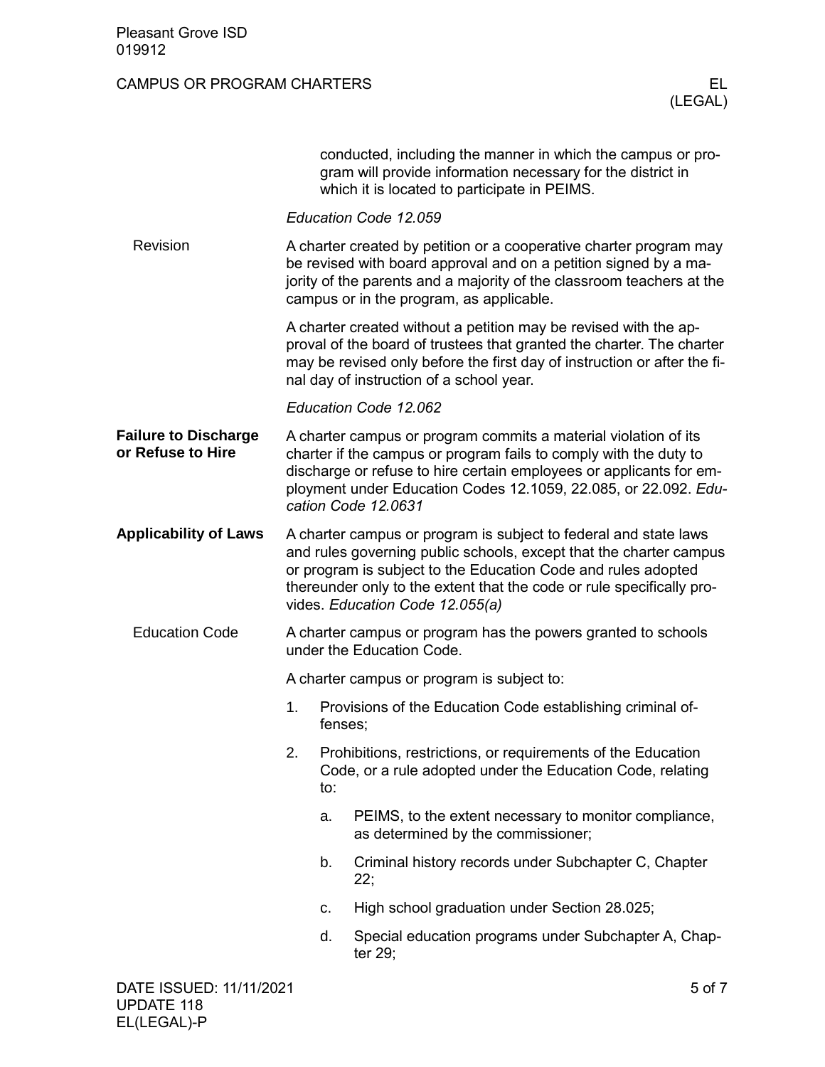conducted, including the manner in which the campus or program will provide information necessary for the district in which it is located to participate in PEIMS.

*Education Code 12.059*

### Revision

A charter created by petition or a cooperative charter program may be revised with board approval and on a petition signed by a majority of the parents and a majority of the classroom teachers at the campus or in the program, as applicable.

A charter created without a petition may be revised with the approval of the board of trustees that granted the charter. The charter may be revised only before the first day of instruction or after the final day of instruction of a school year.

*Education Code 12.062*

## Failure to Discharge or Refuse to Hire

A charter campus or program commits a material violation of its charter if the campus or program fails to comply with the duty to discharge or refuse to hire certain employees or applicants for employment under Education Codes 12.1059, 22.085, or 22.092. *Education Code 12.0631*

## Applicability of Laws

A charter campus or program is subject to federal and state laws and rules governing public schools, except that the charter campus or program is subject to the Education Code and rules adopted thereunder only to the extent that the code or rule specifically provides. *Education Code 12.055(a)*

### Education Code

A charter campus or program has the powers granted to schools under the Education Code.

A charter campus or program is subject to:

1. Provisions of the Education Code establishing criminal offenses;
2. Prohibitions, restrictions, or requirements of the Education Code, or a rule adopted under the Education Code, relating to:
   a. PEIMS, to the extent necessary to monitor compliance, as determined by the commissioner;
   b. Criminal history records under Subchapter C, Chapter 22;
   c. High school graduation under Section 28.025;
   d. Special education programs under Subchapter A, Chapter 29;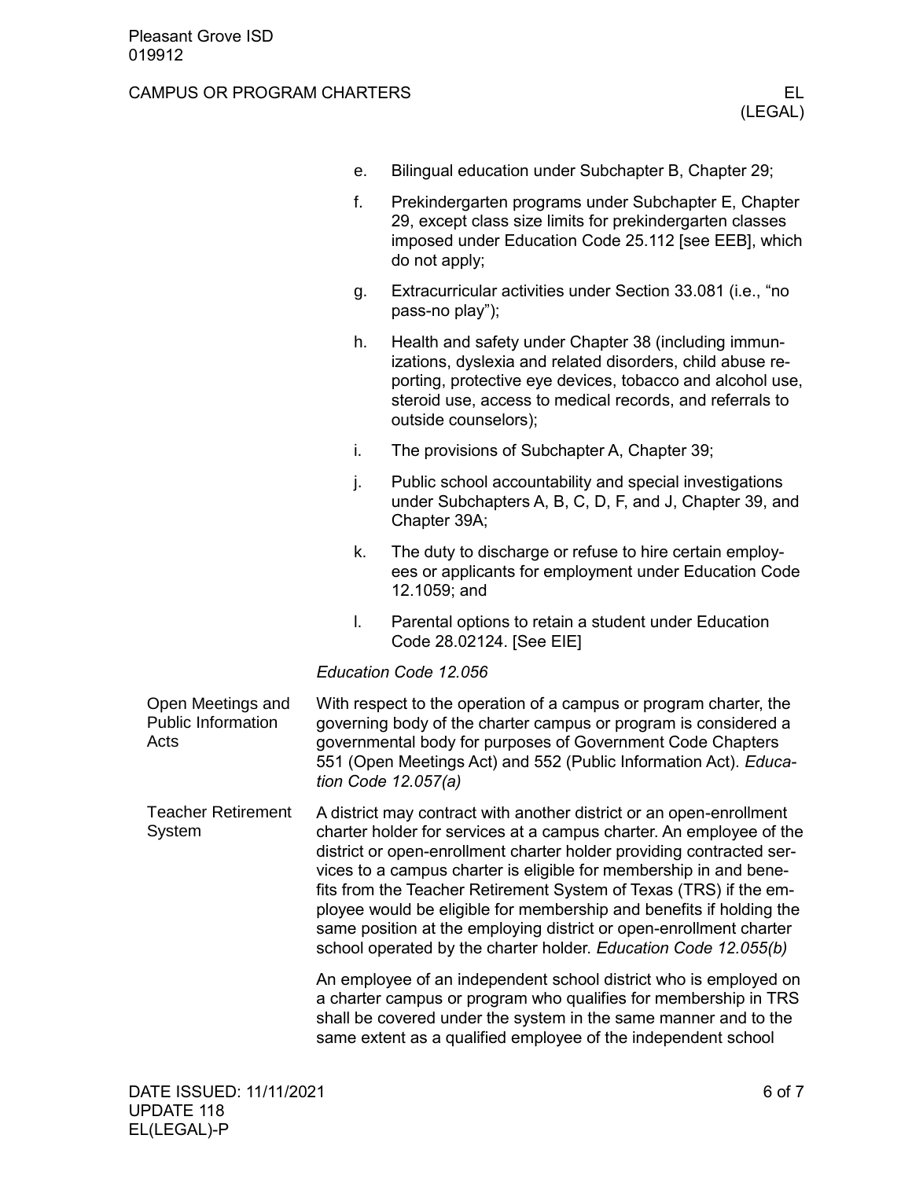e. Bilingual education under Subchapter B, Chapter 29;

f. Prekindergarten programs under Subchapter E, Chapter 29, except class size limits for prekindergarten classes imposed under Education Code 25.112 [see EEB], which do not apply;

g. Extracurricular activities under Section 33.081 (i.e., "no pass-no play");

h. Health and safety under Chapter 38 (including immunizations, dyslexia and related disorders, child abuse reporting, protective eye devices, tobacco and alcohol use, steroid use, access to medical records, and referrals to outside counselors);

i. The provisions of Subchapter A, Chapter 39;

j. Public school accountability and special investigations under Subchapters A, B, C, D, F, and J, Chapter 39, and Chapter 39A;

k. The duty to discharge or refuse to hire certain employees or applicants for employment under Education Code 12.1059; and

l. Parental options to retain a student under Education Code 28.02124. [See EIE]

*Education Code 12.056*

## Open Meetings and Public Information Acts

With respect to the operation of a campus or program charter, the governing body of the charter campus or program is considered a governmental body for purposes of Government Code Chapters 551 (Open Meetings Act) and 552 (Public Information Act). *Education Code 12.057(a)*

## Teacher Retirement System

A district may contract with another district or an open-enrollment charter holder for services at a campus charter. An employee of the district or open-enrollment charter holder providing contracted services to a campus charter is eligible for membership in and benefits from the Teacher Retirement System of Texas (TRS) if the employee would be eligible for membership and benefits if holding the same position at the employing district or open-enrollment charter school operated by the charter holder. *Education Code 12.055(b)*

An employee of an independent school district who is employed on a charter campus or program who qualifies for membership in TRS shall be covered under the system in the same manner and to the same extent as a qualified employee of the independent school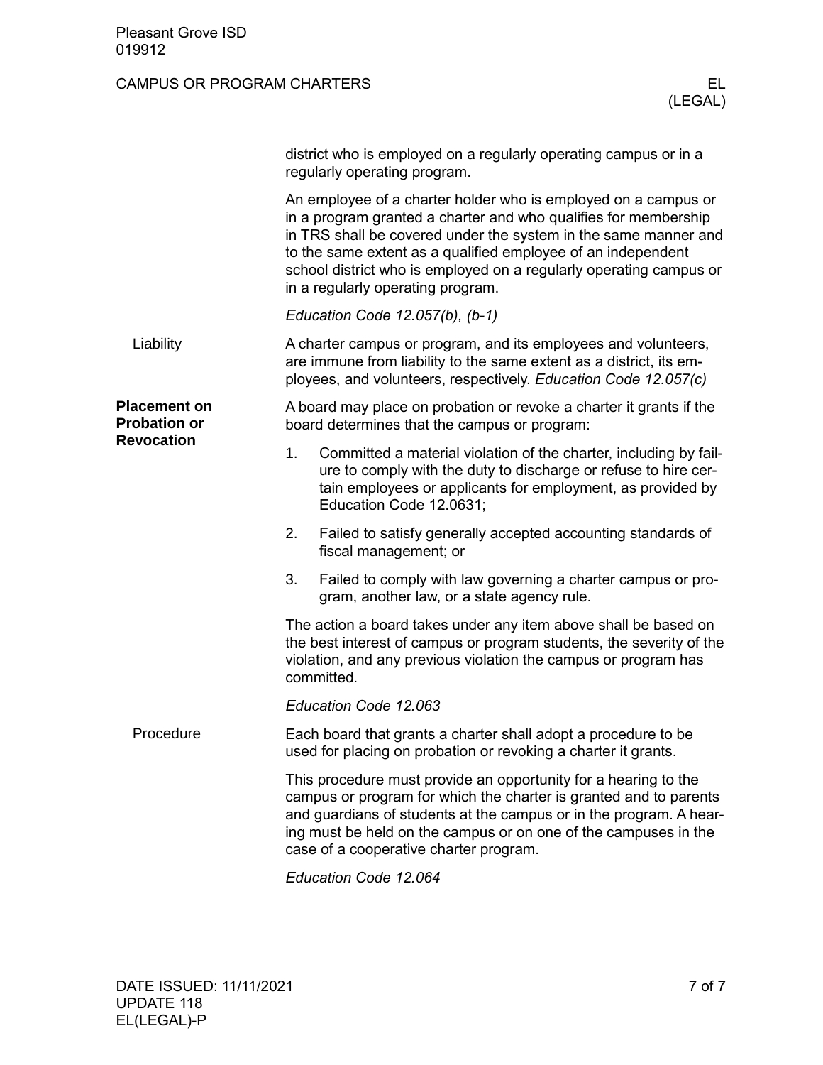district who is employed on a regularly operating campus or in a regularly operating program.

An employee of a charter holder who is employed on a campus or in a program granted a charter and who qualifies for membership in TRS shall be covered under the system in the same manner and to the same extent as a qualified employee of an independent school district who is employed on a regularly operating campus or in a regularly operating program.

*Education Code 12.057(b), (b-1)*

### Liability

A charter campus or program, and its employees and volunteers, are immune from liability to the same extent as a district, its employees, and volunteers, respectively. *Education Code 12.057(c)*

## Placement on Probation or Revocation

A board may place on probation or revoke a charter it grants if the board determines that the campus or program:

1. Committed a material violation of the charter, including by failure to comply with the duty to discharge or refuse to hire certain employees or applicants for employment, as provided by Education Code 12.0631;
2. Failed to satisfy generally accepted accounting standards of fiscal management; or
3. Failed to comply with law governing a charter campus or program, another law, or a state agency rule.

The action a board takes under any item above shall be based on the best interest of campus or program students, the severity of the violation, and any previous violation the campus or program has committed.

*Education Code 12.063*

### Procedure

Each board that grants a charter shall adopt a procedure to be used for placing on probation or revoking a charter it grants.

This procedure must provide an opportunity for a hearing to the campus or program for which the charter is granted and to parents and guardians of students at the campus or in the program. A hearing must be held on the campus or on one of the campuses in the case of a cooperative charter program.

*Education Code 12.064*